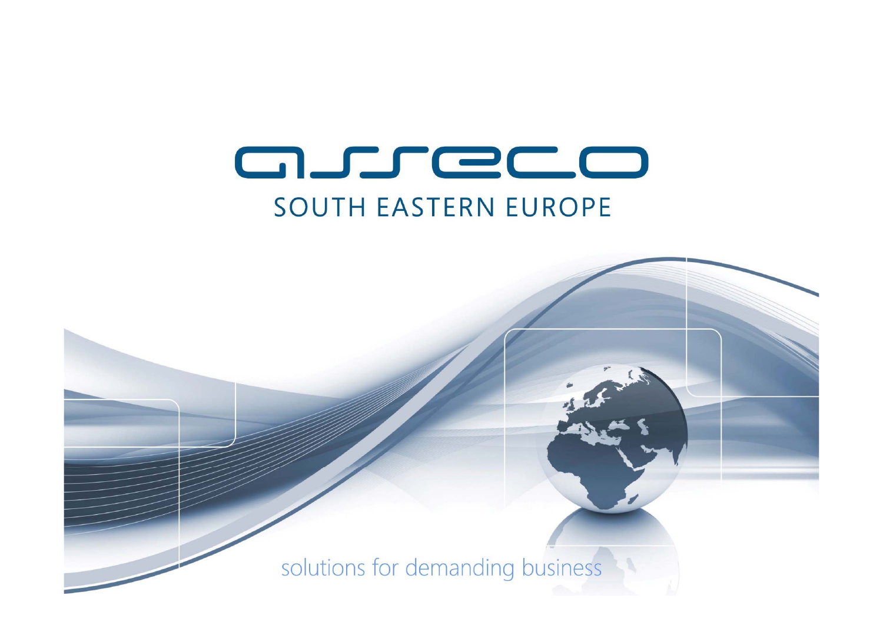# asseco

## SOUTH EASTERN EUROPE

solutions for demanding business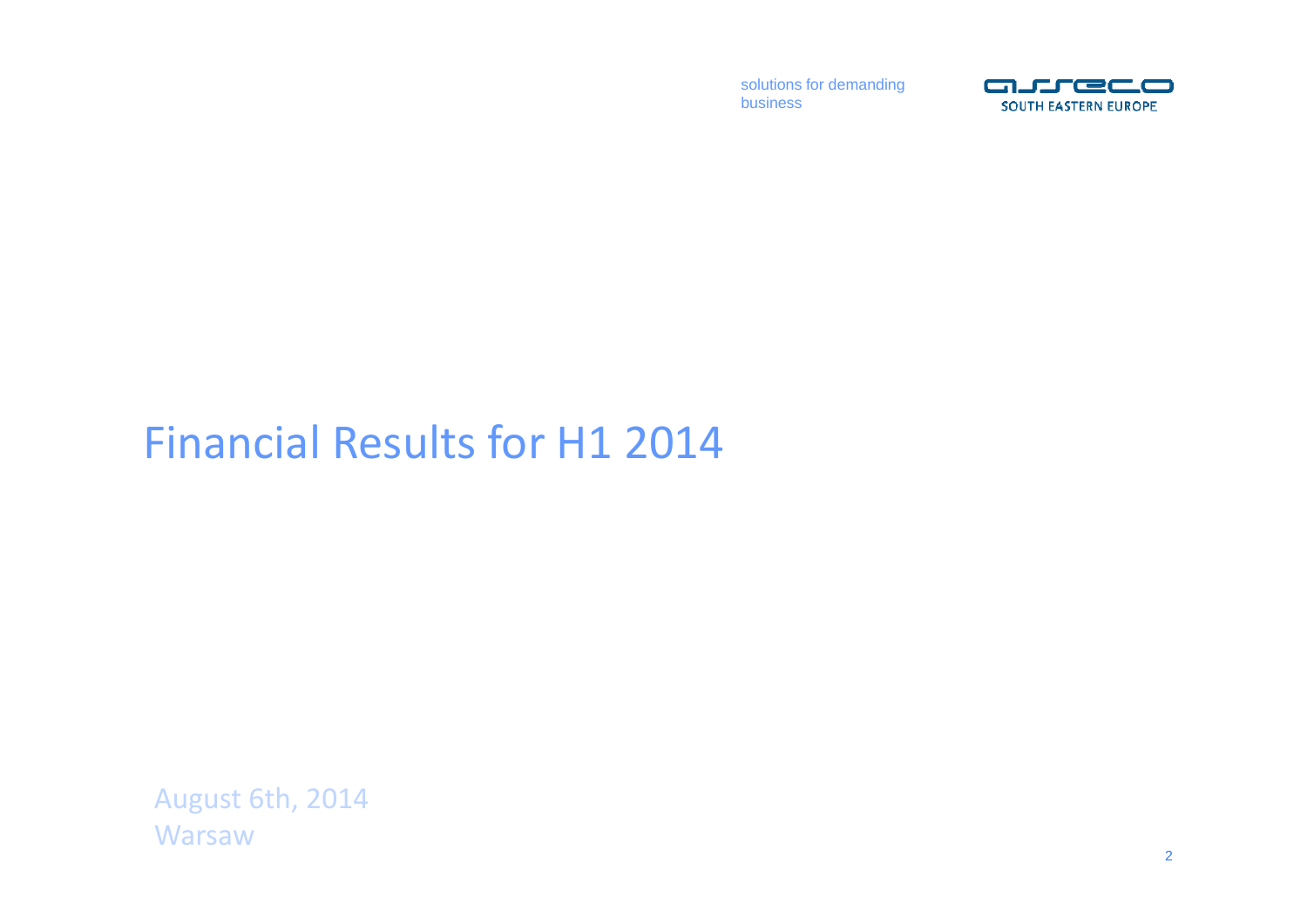solutions for demanding business

ASSECO SOUTH EASTERN EUROPE

# Financial Results for H1 2014

August 6th, 2014
Warsaw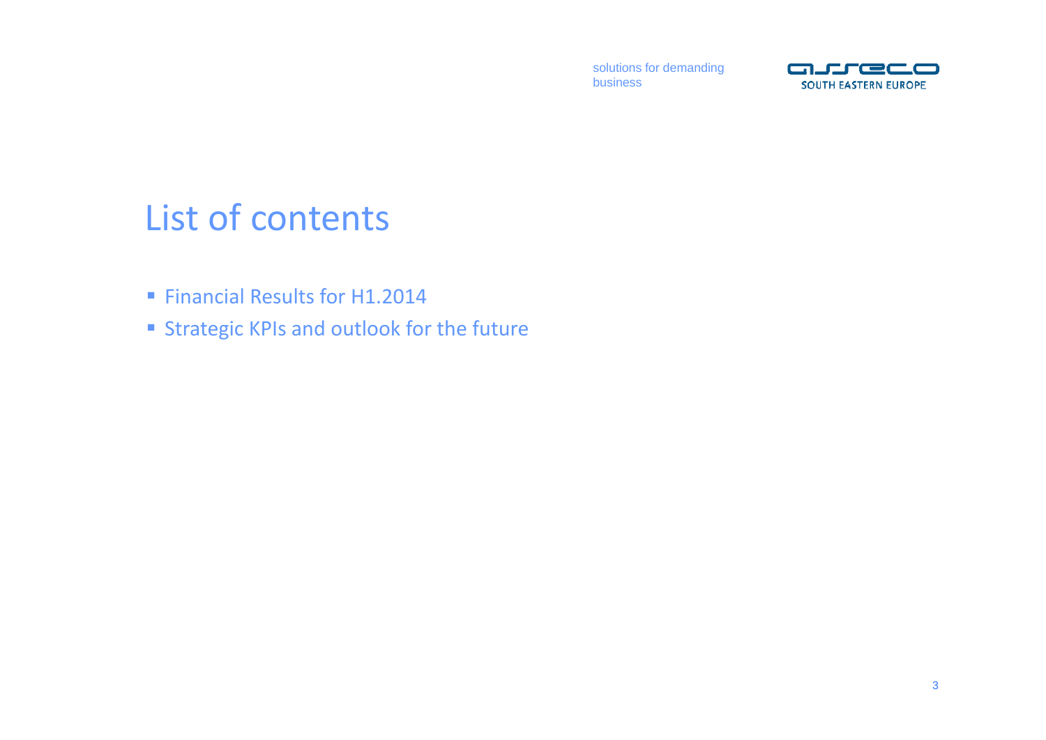# List of contents

- Financial Results for H1.2014
- Strategic KPIs and outlook for the future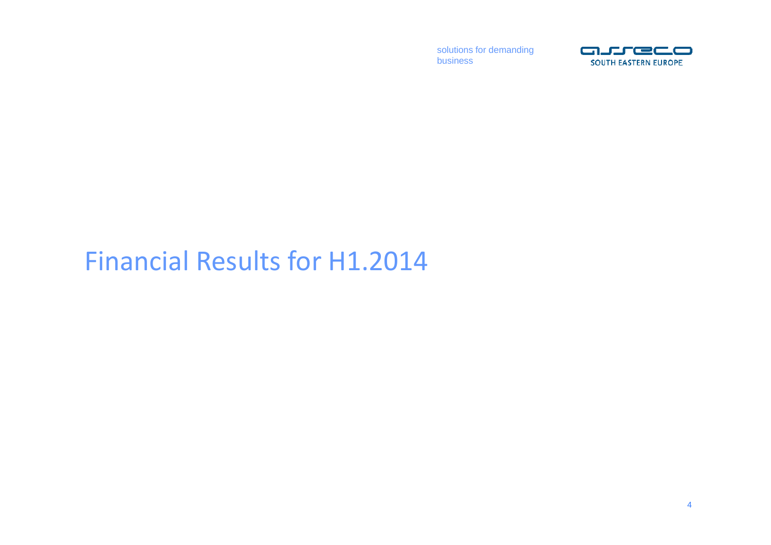# Financial Results for H1.2014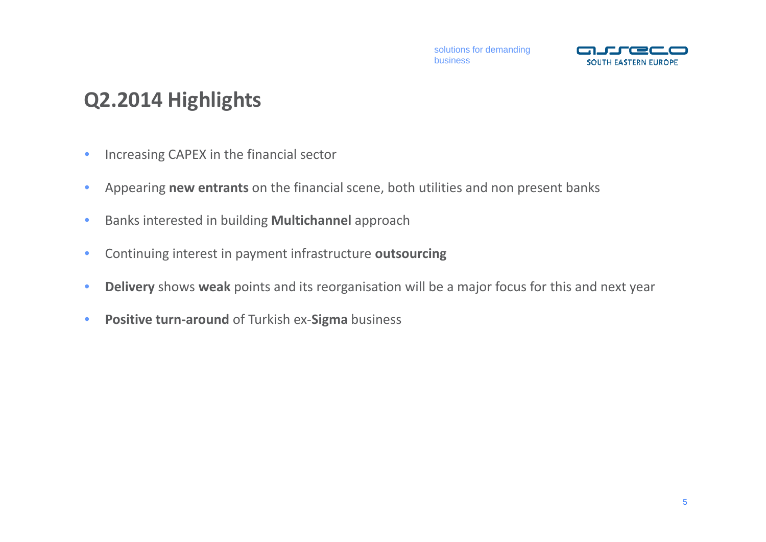# Q2.2014 Highlights

- Increasing CAPEX in the financial sector
- Appearing **new entrants** on the financial scene, both utilities and non present banks
- Banks interested in building **Multichannel** approach
- Continuing interest in payment infrastructure **outsourcing**
- **Delivery** shows **weak** points and its reorganisation will be a major focus for this and next year
- **Positive turn-around** of Turkish ex-**Sigma** business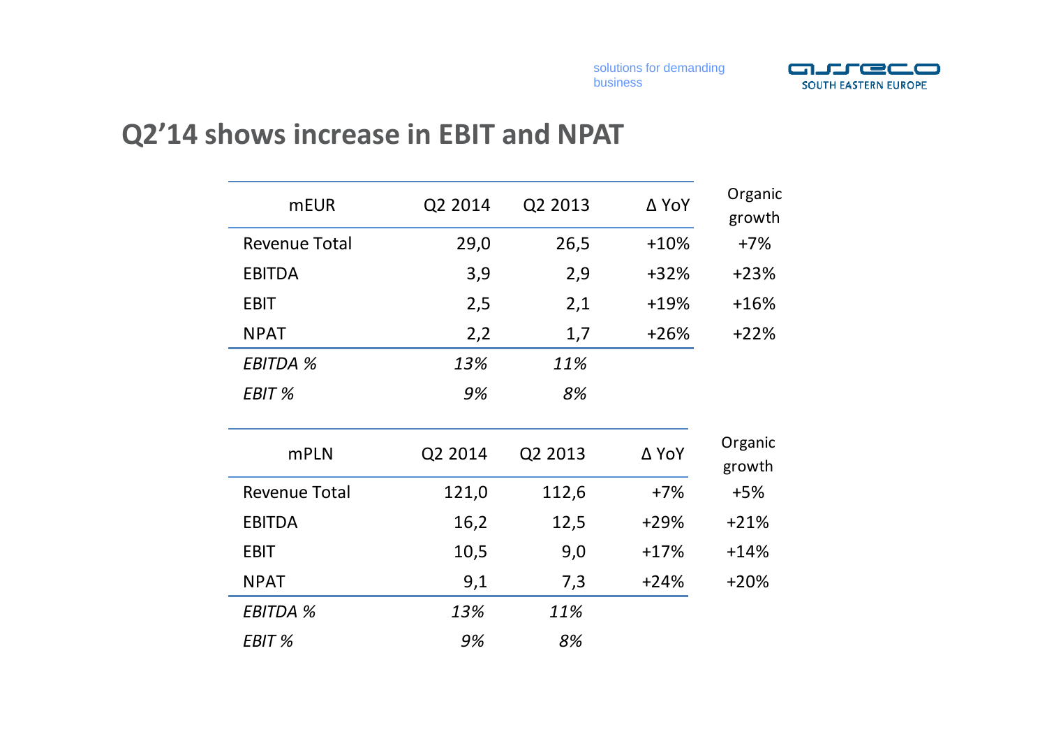solutions for demanding business

# Q2'14 shows increase in EBIT and NPAT

| mEUR | Q2 2014 | Q2 2013 | Δ YoY | Organic growth |
|---|---|---|---|---|
| Revenue Total | 29,0 | 26,5 | +10% | +7% |
| EBITDA | 3,9 | 2,9 | +32% | +23% |
| EBIT | 2,5 | 2,1 | +19% | +16% |
| NPAT | 2,2 | 1,7 | +26% | +22% |
| *EBITDA %* | *13%* | *11%* | | |
| *EBIT %* | *9%* | *8%* | | |

| mPLN | Q2 2014 | Q2 2013 | Δ YoY | Organic growth |
|---|---|---|---|---|
| Revenue Total | 121,0 | 112,6 | +7% | +5% |
| EBITDA | 16,2 | 12,5 | +29% | +21% |
| EBIT | 10,5 | 9,0 | +17% | +14% |
| NPAT | 9,1 | 7,3 | +24% | +20% |
| *EBITDA %* | *13%* | *11%* | | |
| *EBIT %* | *9%* | *8%* | | |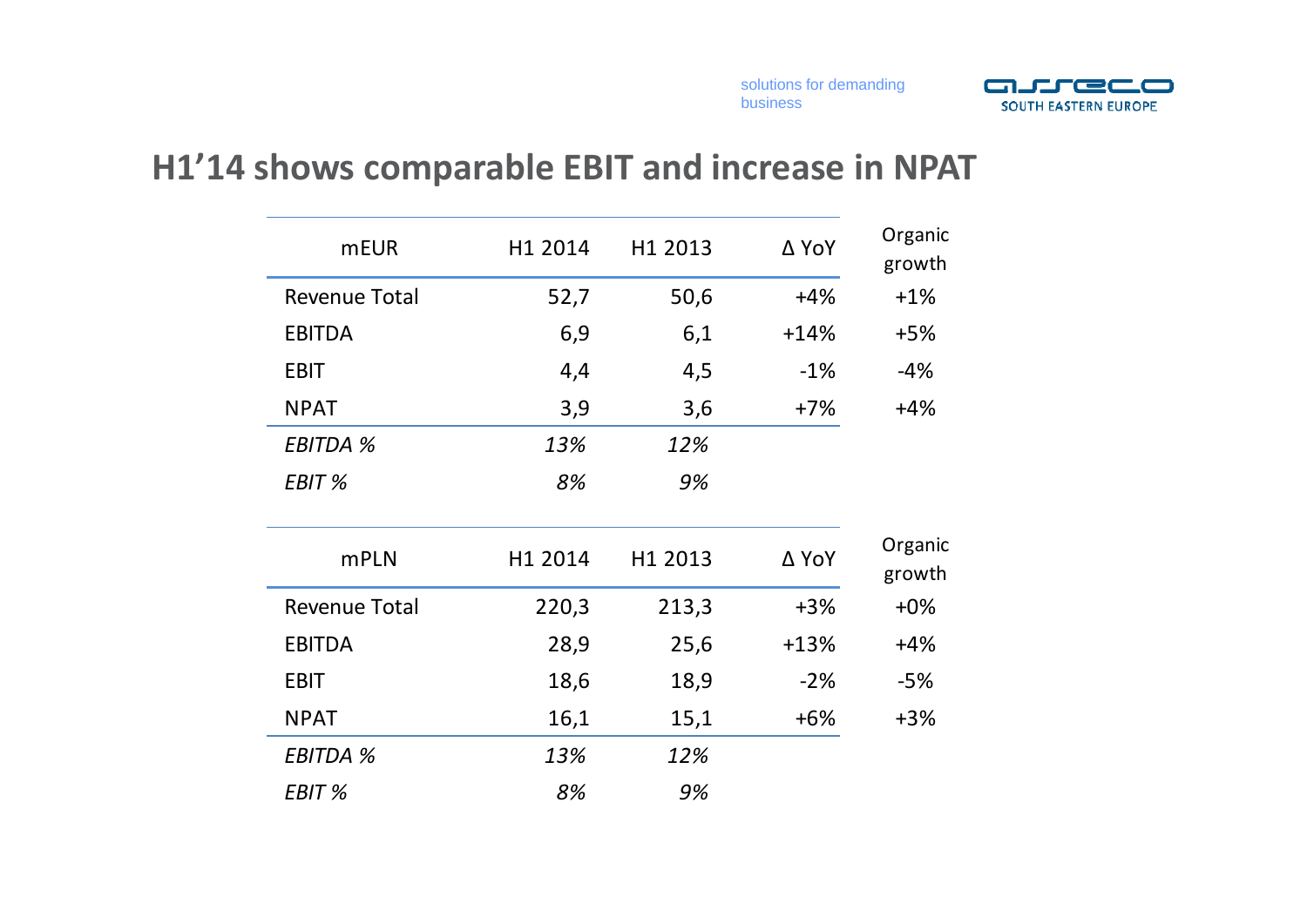# H1'14 shows comparable EBIT and increase in NPAT

| mEUR | H1 2014 | H1 2013 | Δ YoY | Organic growth |
|---|---|---|---|---|
| Revenue Total | 52,7 | 50,6 | +4% | +1% |
| EBITDA | 6,9 | 6,1 | +14% | +5% |
| EBIT | 4,4 | 4,5 | -1% | -4% |
| NPAT | 3,9 | 3,6 | +7% | +4% |
| *EBITDA %* | *13%* | *12%* | | |
| *EBIT %* | *8%* | *9%* | | |

| mPLN | H1 2014 | H1 2013 | Δ YoY | Organic growth |
|---|---|---|---|---|
| Revenue Total | 220,3 | 213,3 | +3% | +0% |
| EBITDA | 28,9 | 25,6 | +13% | +4% |
| EBIT | 18,6 | 18,9 | -2% | -5% |
| NPAT | 16,1 | 15,1 | +6% | +3% |
| *EBITDA %* | *13%* | *12%* | | |
| *EBIT %* | *8%* | *9%* | | |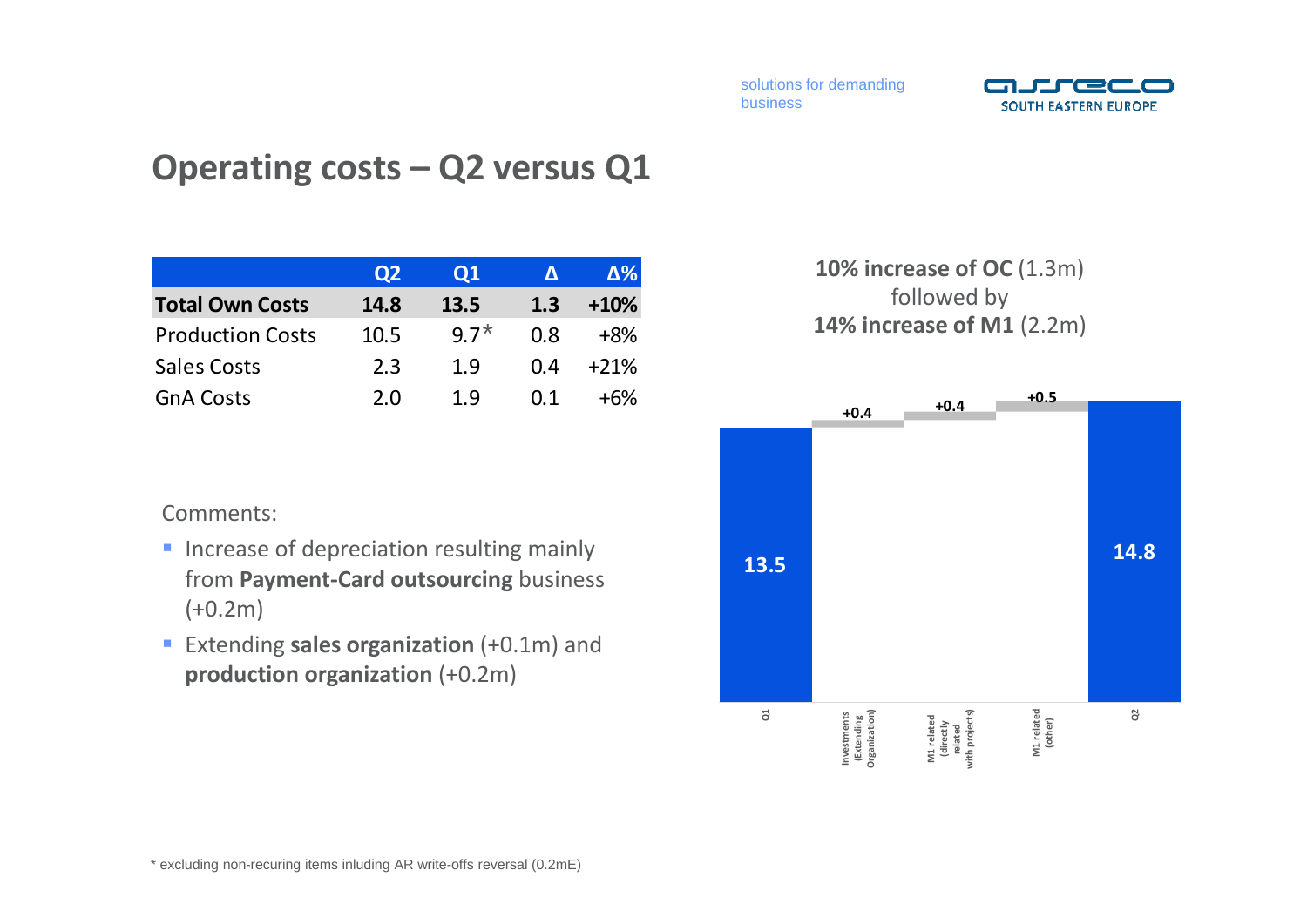# Operating costs – Q2 versus Q1

| | Q2 | Q1 | Δ | Δ% |
|---|---|---|---|---|
| **Total Own Costs** | **14.8** | **13.5** | **1.3** | **+10%** |
| Production Costs | 10.5 | 9.7* | 0.8 | +8% |
| Sales Costs | 2.3 | 1.9 | 0.4 | +21% |
| GnA Costs | 2.0 | 1.9 | 0.1 | +6% |

**10% increase of OC** (1.3m)
followed by
**14% increase of M1** (2.2m)

| Q1 | Investments (Extending Organization) | M1 related (directly related with projects) | M1 related (other) | Q2 |
|---|---|---|---|---|
| 13.5 | +0.4 | +0.4 | +0.5 | 14.8 |

Comments:

- Increase of depreciation resulting mainly from **Payment-Card outsourcing** business (+0.2m)
- Extending **sales organization** (+0.1m) and **production organization** (+0.2m)

\* excluding non-recuring items inluding AR write-offs reversal (0.2mE)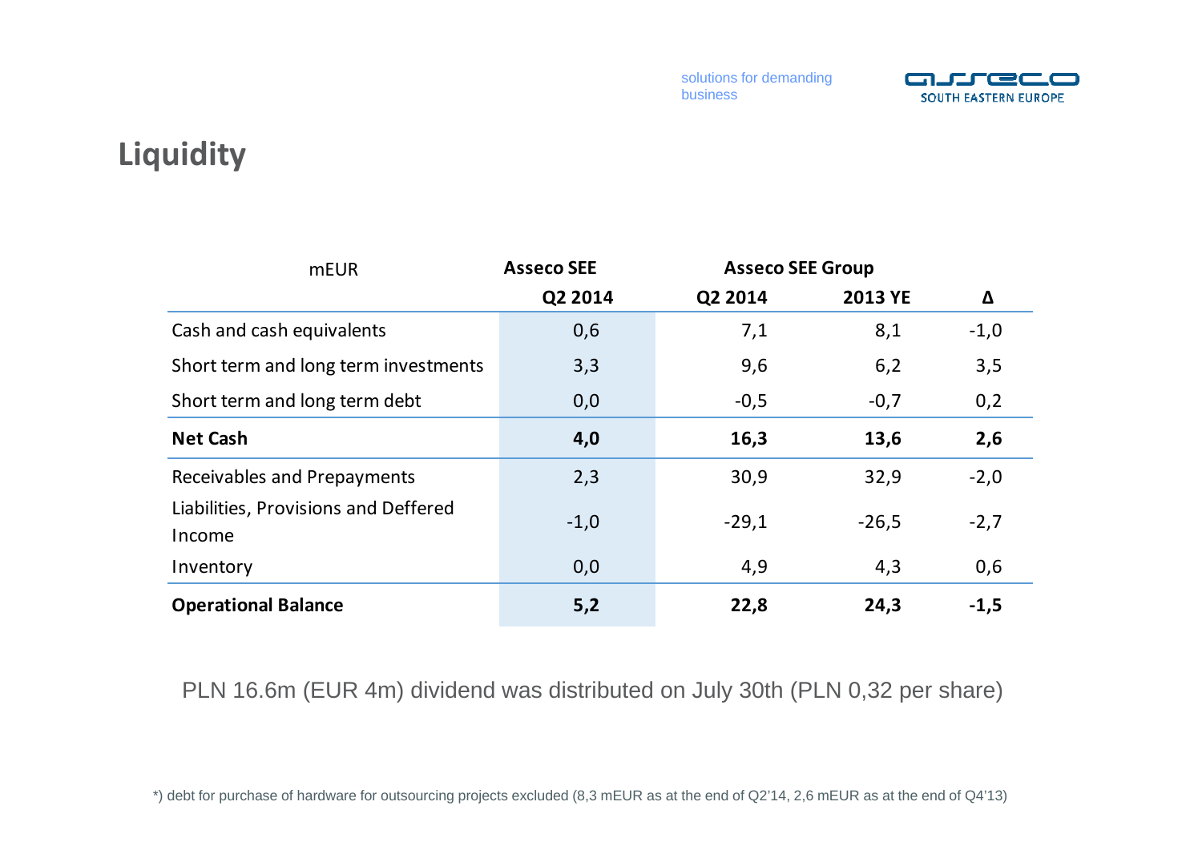# Liquidity

| mEUR | Asseco SEE | Asseco SEE Group | | |
|---|---|---|---|---|
| | Q2 2014 | Q2 2014 | 2013 YE | Δ |
| Cash and cash equivalents | 0,6 | 7,1 | 8,1 | -1,0 |
| Short term and long term investments | 3,3 | 9,6 | 6,2 | 3,5 |
| Short term and long term debt | 0,0 | -0,5 | -0,7 | 0,2 |
| **Net Cash** | **4,0** | **16,3** | **13,6** | **2,6** |
| Receivables and Prepayments | 2,3 | 30,9 | 32,9 | -2,0 |
| Liabilities, Provisions and Deffered Income | -1,0 | -29,1 | -26,5 | -2,7 |
| Inventory | 0,0 | 4,9 | 4,3 | 0,6 |
| **Operational Balance** | **5,2** | **22,8** | **24,3** | **-1,5** |

PLN 16.6m (EUR 4m) dividend was distributed on July 30th (PLN 0,32 per share)

*) debt for purchase of hardware for outsourcing projects excluded (8,3 mEUR as at the end of Q2'14, 2,6 mEUR as at the end of Q4'13)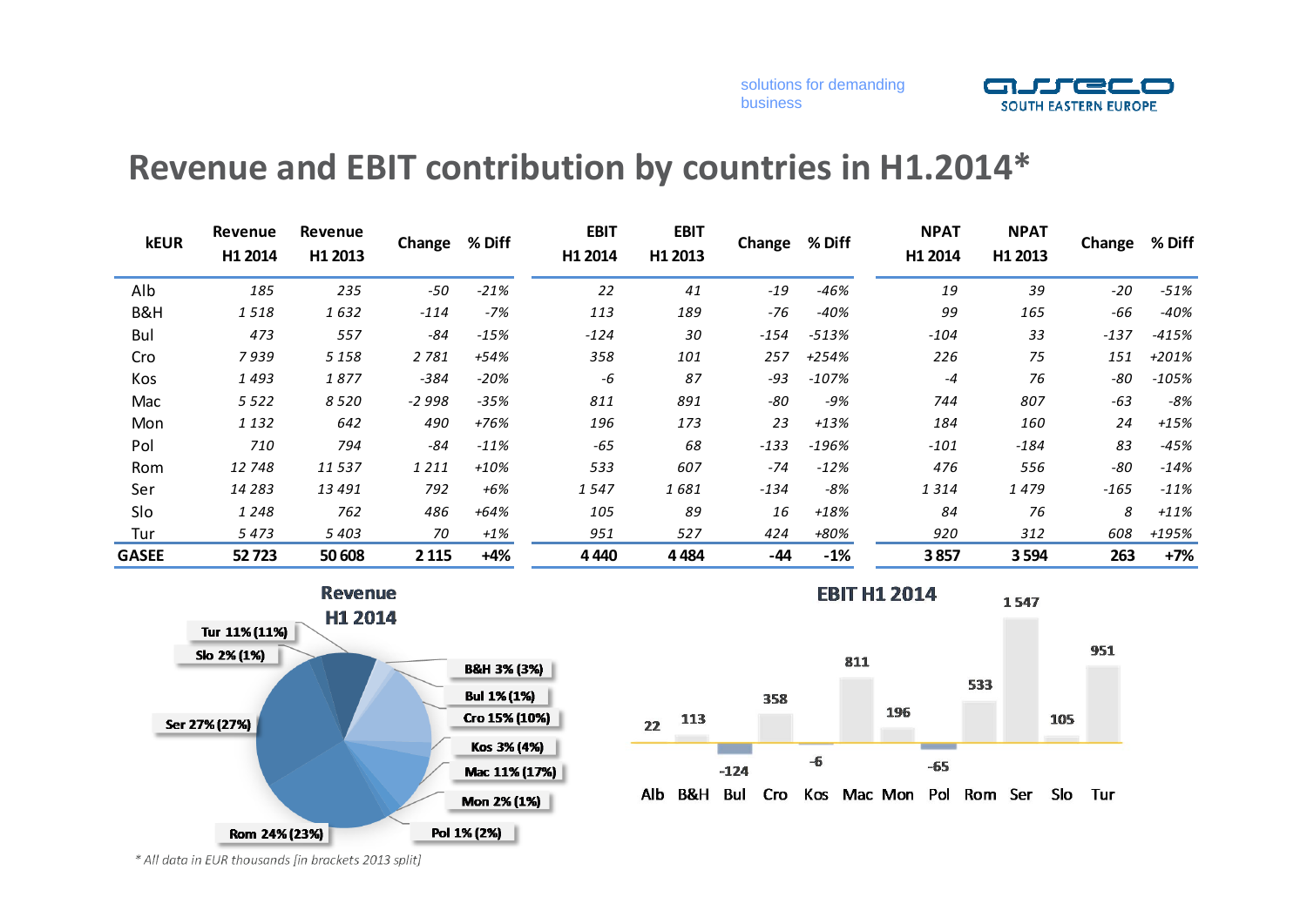# Revenue and EBIT contribution by countries in H1.2014*

| kEUR | Revenue H1 2014 | Revenue H1 2013 | Change | % Diff | EBIT H1 2014 | EBIT H1 2013 | Change | % Diff | NPAT H1 2014 | NPAT H1 2013 | Change | % Diff |
|---|---|---|---|---|---|---|---|---|---|---|---|---|
| Alb | *185* | *235* | *-50* | *-21%* | *22* | *41* | *-19* | *-46%* | *19* | *39* | *-20* | *-51%* |
| B&H | *1 518* | *1 632* | *-114* | *-7%* | *113* | *189* | *-76* | *-40%* | *99* | *165* | *-66* | *-40%* |
| Bul | *473* | *557* | *-84* | *-15%* | *-124* | *30* | *-154* | *-513%* | *-104* | *33* | *-137* | *-415%* |
| Cro | *7 939* | *5 158* | *2 781* | *+54%* | *358* | *101* | *257* | *+254%* | *226* | *75* | *151* | *+201%* |
| Kos | *1 493* | *1 877* | *-384* | *-20%* | *-6* | *87* | *-93* | *-107%* | *-4* | *76* | *-80* | *-105%* |
| Mac | *5 522* | *8 520* | *-2 998* | *-35%* | *811* | *891* | *-80* | *-9%* | *744* | *807* | *-63* | *-8%* |
| Mon | *1 132* | *642* | *490* | *+76%* | *196* | *173* | *23* | *+13%* | *184* | *160* | *24* | *+15%* |
| Pol | *710* | *794* | *-84* | *-11%* | *-65* | *68* | *-133* | *-196%* | *-101* | *-184* | *83* | *-45%* |
| Rom | *12 748* | *11 537* | *1 211* | *+10%* | *533* | *607* | *-74* | *-12%* | *476* | *556* | *-80* | *-14%* |
| Ser | *14 283* | *13 491* | *792* | *+6%* | *1 547* | *1 681* | *-134* | *-8%* | *1 314* | *1 479* | *-165* | *-11%* |
| Slo | *1 248* | *762* | *486* | *+64%* | *105* | *89* | *16* | *+18%* | *84* | *76* | *8* | *+11%* |
| Tur | *5 473* | *5 403* | *70* | *+1%* | *951* | *527* | *424* | *+80%* | *920* | *312* | *608* | *+195%* |
| **GASEE** | **52 723** | **50 608** | **2 115** | **+4%** | **4 440** | **4 484** | **-44** | **-1%** | **3 857** | **3 594** | **263** | **+7%** |

**Revenue H1 2014**

Tur 11% (11%), Slo 2% (1%), Ser 27% (27%), Rom 24% (23%), B&H 3% (3%), Bul 1% (1%), Cro 15% (10%), Kos 3% (4%), Mac 11% (17%), Mon 2% (1%), Pol 1% (2%)

**EBIT H1 2014**

| Alb | B&H | Bul | Cro | Kos | Mac | Mon | Pol | Rom | Ser | Slo | Tur |
|---|---|---|---|---|---|---|---|---|---|---|---|
| 22 | 113 | -124 | 358 | -6 | 811 | 196 | -65 | 533 | 1 547 | 105 | 951 |

*\* All data in EUR thousands [in brackets 2013 split]*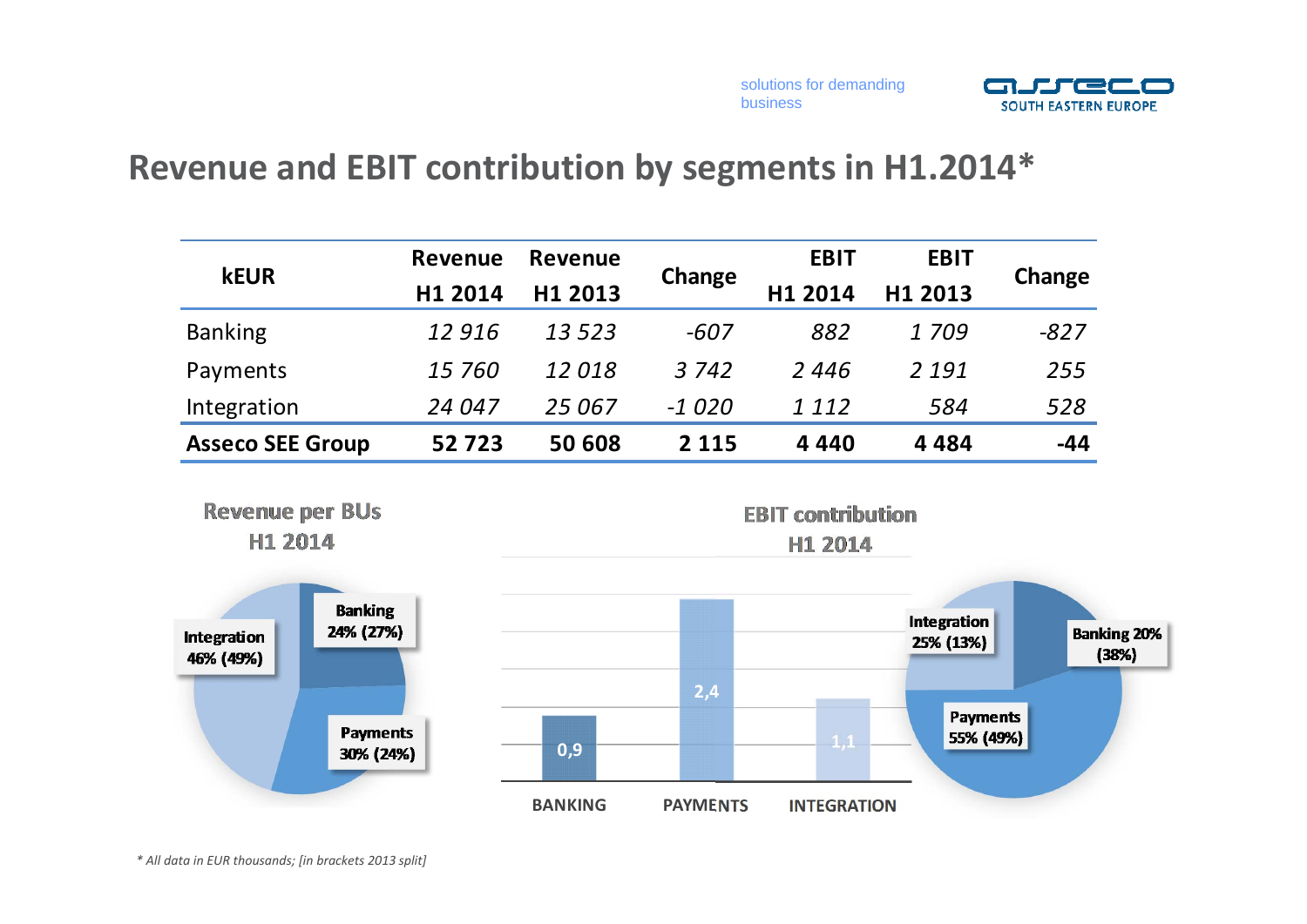# Revenue and EBIT contribution by segments in H1.2014*

| kEUR | Revenue H1 2014 | Revenue H1 2013 | Change | EBIT H1 2014 | EBIT H1 2013 | Change |
|---|---|---|---|---|---|---|
| Banking | *12 916* | *13 523* | *-607* | *882* | *1 709* | *-827* |
| Payments | *15 760* | *12 018* | *3 742* | *2 446* | *2 191* | *255* |
| Integration | *24 047* | *25 067* | *-1 020* | *1 112* | *584* | *528* |
| **Asseco SEE Group** | **52 723** | **50 608** | **2 115** | **4 440** | **4 484** | **-44** |

**Revenue per BUs H1 2014**

- Banking 24% (27%)
- Payments 30% (24%)
- Integration 46% (49%)

**EBIT contribution H1 2014**

| | BANKING | PAYMENTS | INTEGRATION |
|---|---|---|---|
| EBIT | 0,9 | 2,4 | 1,1 |

- Banking 20% (38%)
- Payments 55% (49%)
- Integration 25% (13%)

*\* All data in EUR thousands; [in brackets 2013 split]*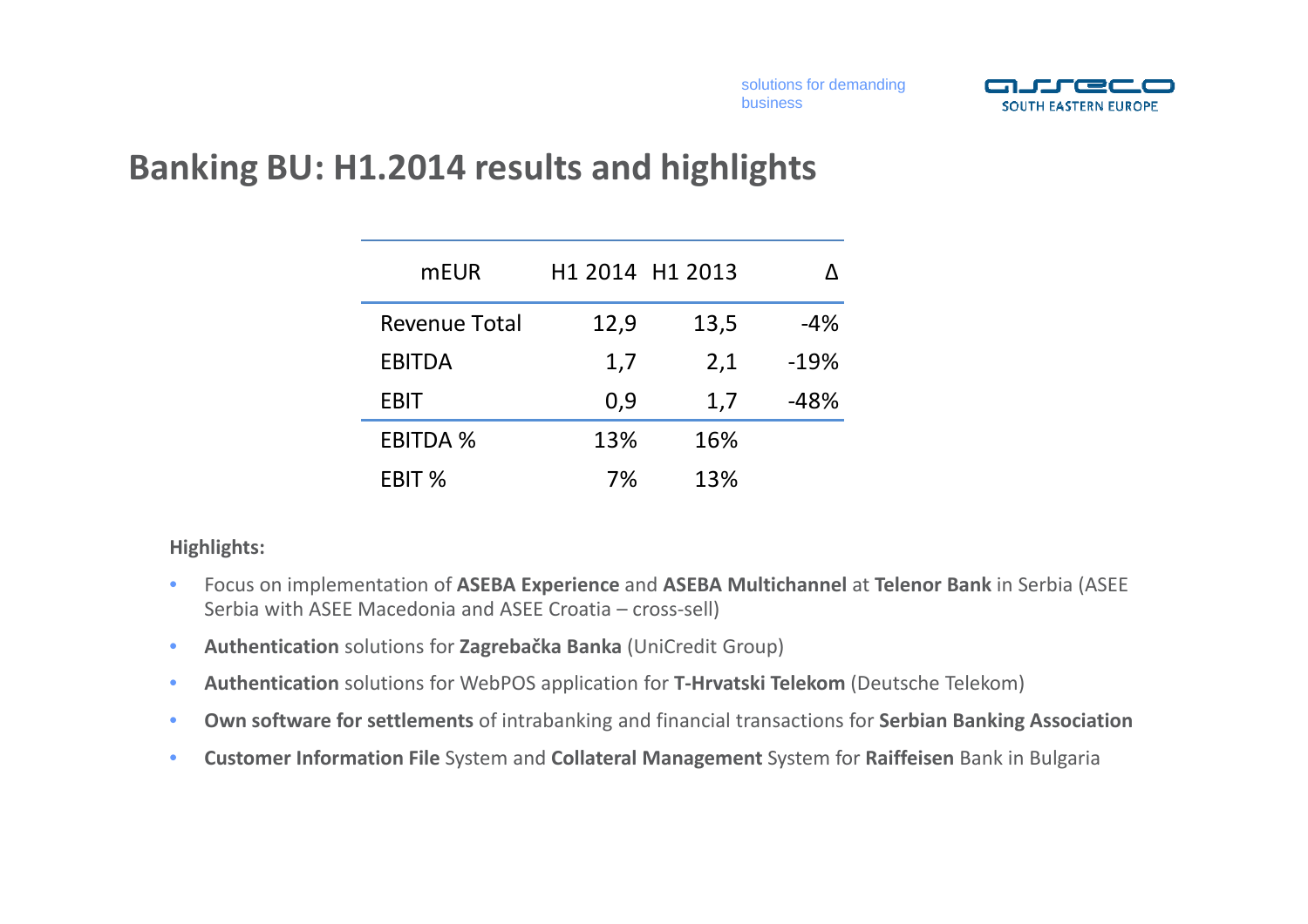# Banking BU: H1.2014 results and highlights

| mEUR | H1 2014 | H1 2013 | Δ |
|---|---|---|---|
| Revenue Total | 12,9 | 13,5 | -4% |
| EBITDA | 1,7 | 2,1 | -19% |
| EBIT | 0,9 | 1,7 | -48% |
| EBITDA % | 13% | 16% | |
| EBIT % | 7% | 13% | |

**Highlights:**

- Focus on implementation of **ASEBA Experience** and **ASEBA Multichannel** at **Telenor Bank** in Serbia (ASEE Serbia with ASEE Macedonia and ASEE Croatia – cross-sell)
- **Authentication** solutions for **Zagrebačka Banka** (UniCredit Group)
- **Authentication** solutions for WebPOS application for **T-Hrvatski Telekom** (Deutsche Telekom)
- **Own software for settlements** of intrabanking and financial transactions for **Serbian Banking Association**
- **Customer Information File** System and **Collateral Management** System for **Raiffeisen** Bank in Bulgaria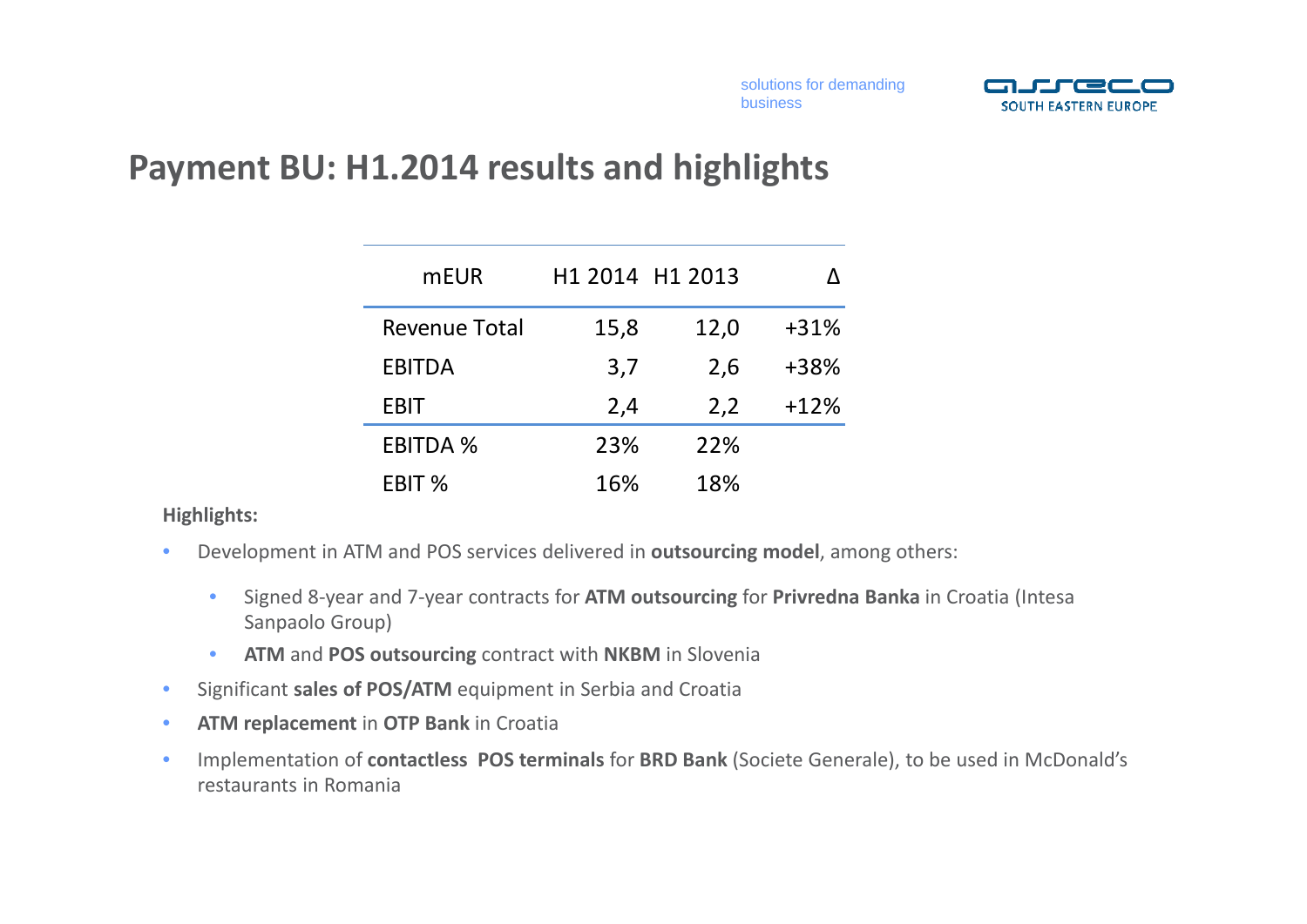# Payment BU: H1.2014 results and highlights

| mEUR | H1 2014 | H1 2013 | Δ |
|---|---|---|---|
| Revenue Total | 15,8 | 12,0 | +31% |
| EBITDA | 3,7 | 2,6 | +38% |
| EBIT | 2,4 | 2,2 | +12% |
| EBITDA % | 23% | 22% | |
| EBIT % | 16% | 18% | |

**Highlights:**

- Development in ATM and POS services delivered in **outsourcing model**, among others:
  - Signed 8-year and 7-year contracts for **ATM outsourcing** for **Privredna Banka** in Croatia (Intesa Sanpaolo Group)
  - **ATM** and **POS outsourcing** contract with **NKBM** in Slovenia
- Significant **sales of POS/ATM** equipment in Serbia and Croatia
- **ATM replacement** in **OTP Bank** in Croatia
- Implementation of **contactless POS terminals** for **BRD Bank** (Societe Generale), to be used in McDonald's restaurants in Romania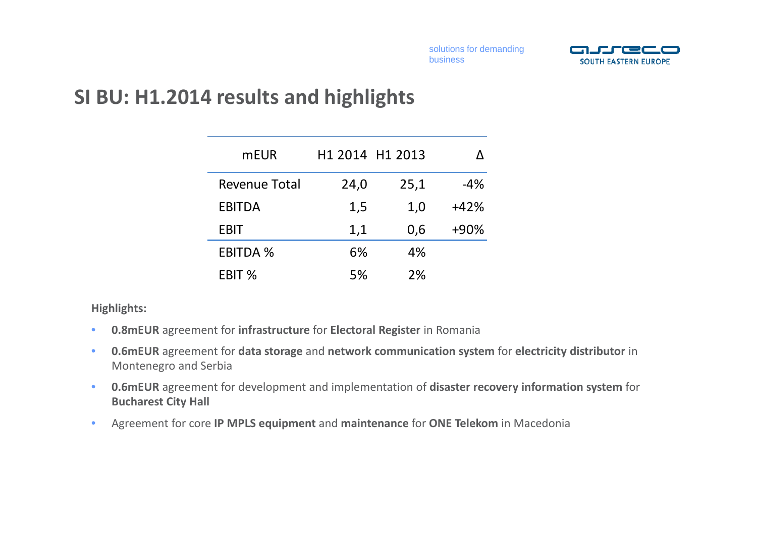## SI BU: H1.2014 results and highlights

| mEUR | H1 2014 | H1 2013 | Δ |
|---|---|---|---|
| Revenue Total | 24,0 | 25,1 | -4% |
| EBITDA | 1,5 | 1,0 | +42% |
| EBIT | 1,1 | 0,6 | +90% |
| EBITDA % | 6% | 4% | |
| EBIT % | 5% | 2% | |

**Highlights:**

- **0.8mEUR** agreement for **infrastructure** for **Electoral Register** in Romania
- **0.6mEUR** agreement for **data storage** and **network communication system** for **electricity distributor** in Montenegro and Serbia
- **0.6mEUR** agreement for development and implementation of **disaster recovery information system** for **Bucharest City Hall**
- Agreement for core **IP MPLS equipment** and **maintenance** for **ONE Telekom** in Macedonia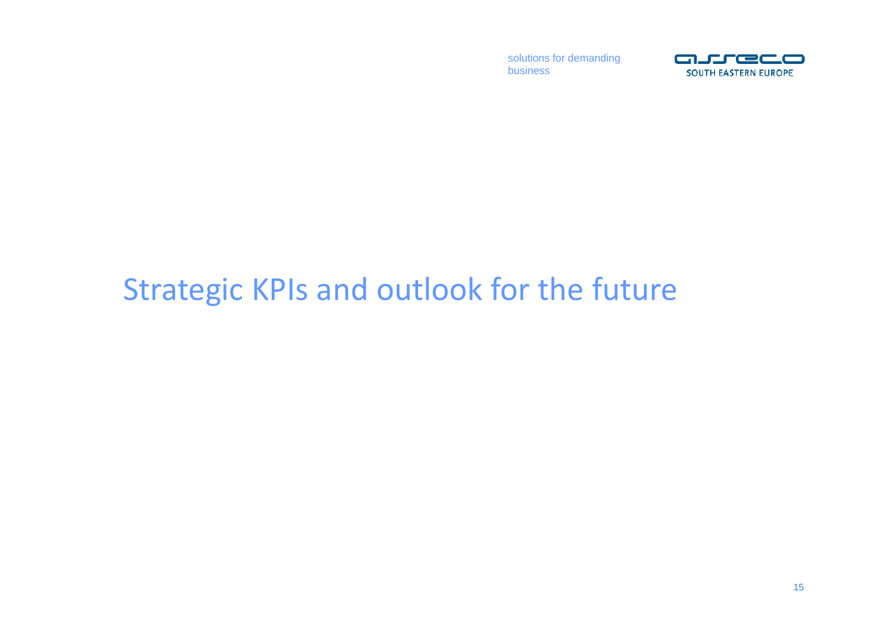# Strategic KPIs and outlook for the future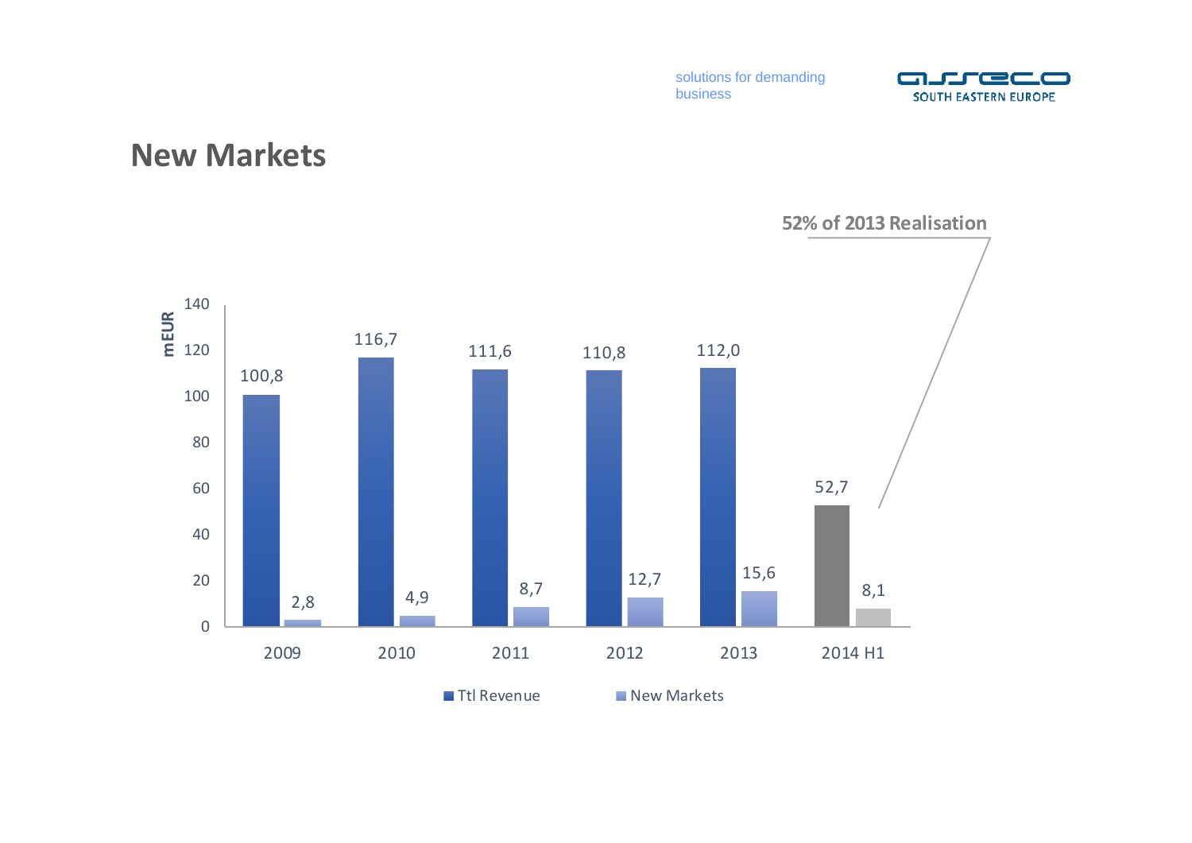# New Markets

52% of 2013 Realisation

| mEUR | 2009 | 2010 | 2011 | 2012 | 2013 | 2014 H1 |
|---|---|---|---|---|---|---|
| Ttl Revenue | 100,8 | 116,7 | 111,6 | 110,8 | 112,0 | 52,7 |
| New Markets | 2,8 | 4,9 | 8,7 | 12,7 | 15,6 | 8,1 |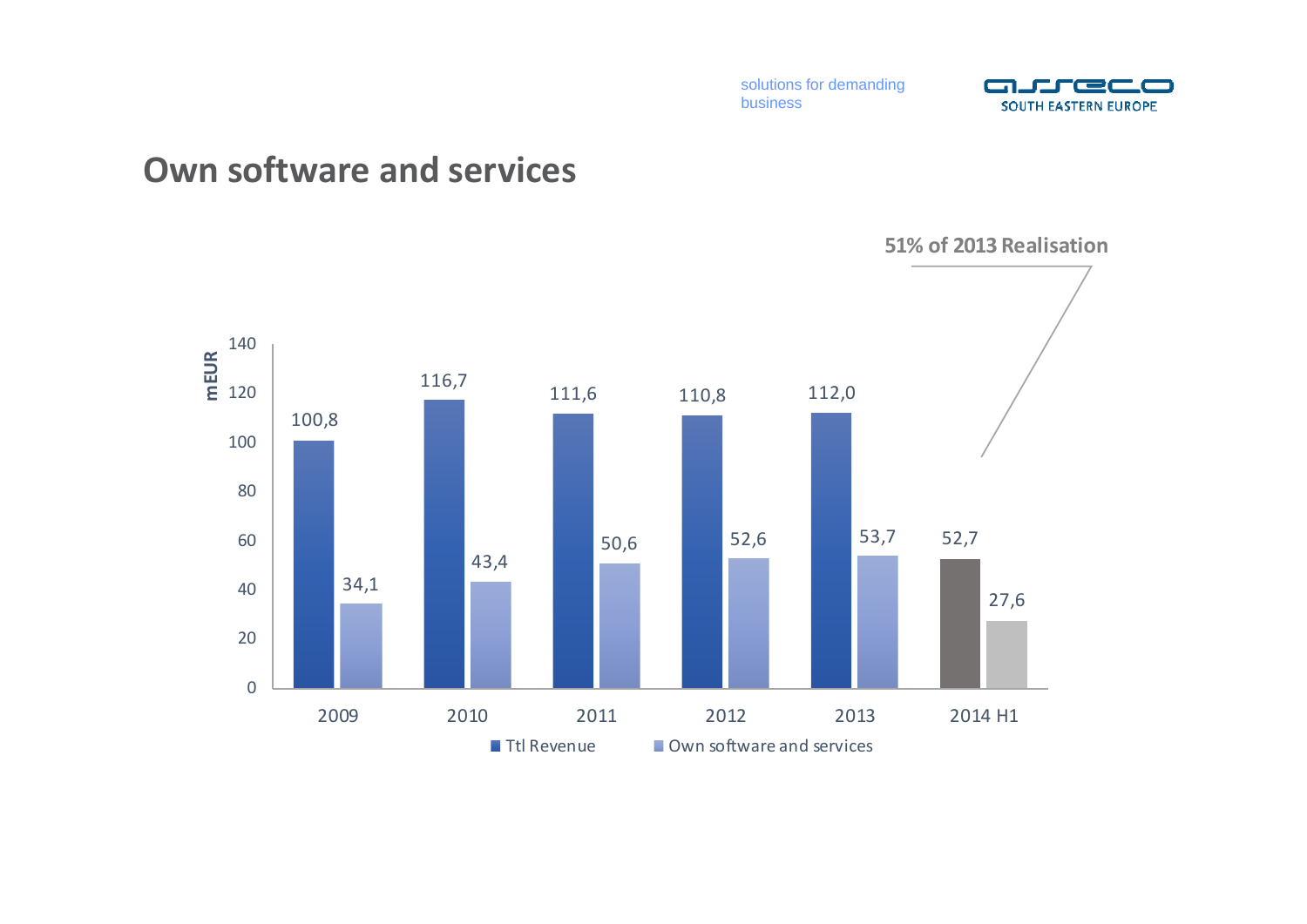solutions for demanding business

# Own software and services

**51% of 2013 Realisation**

| mEUR | 2009 | 2010 | 2011 | 2012 | 2013 | 2014 H1 |
|---|---|---|---|---|---|---|
| Ttl Revenue | 100,8 | 116,7 | 111,6 | 110,8 | 112,0 | 52,7 |
| Own software and services | 34,1 | 43,4 | 50,6 | 52,6 | 53,7 | 27,6 |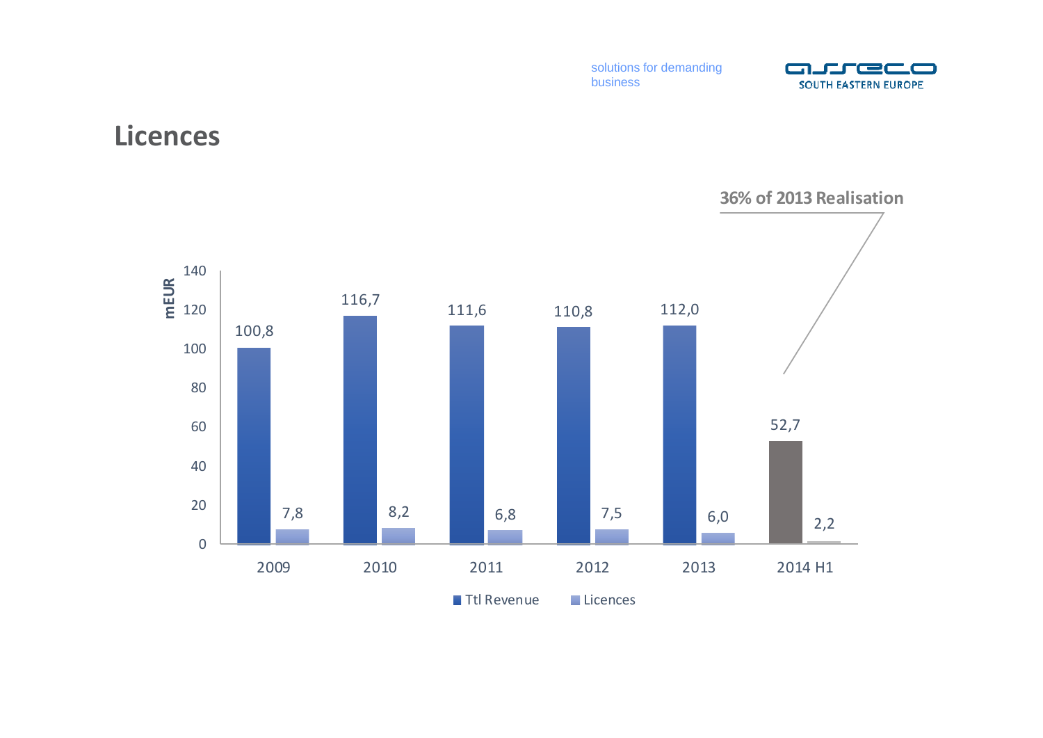# Licences

36% of 2013 Realisation

| mEUR | Ttl Revenue | Licences |
|---|---|---|
| 2009 | 100,8 | 7,8 |
| 2010 | 116,7 | 8,2 |
| 2011 | 111,6 | 6,8 |
| 2012 | 110,8 | 7,5 |
| 2013 | 112,0 | 6,0 |
| 2014 H1 | 52,7 | 2,2 |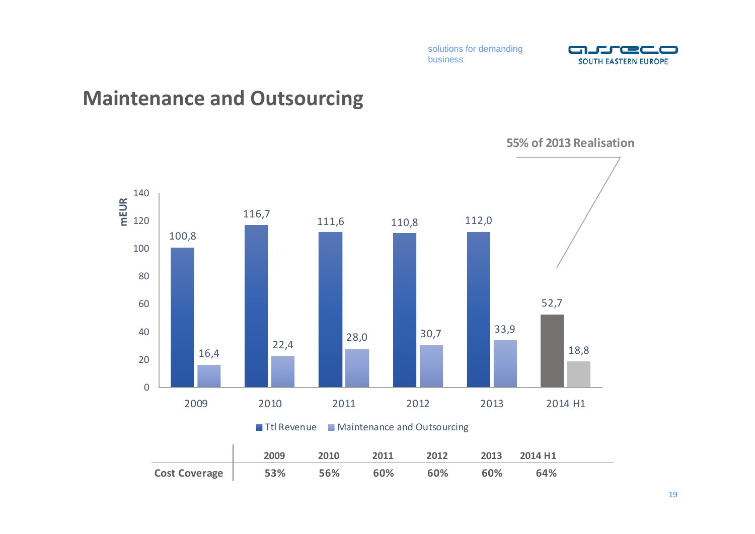# Maintenance and Outsourcing

55% of 2013 Realisation

| mEUR | 2009 | 2010 | 2011 | 2012 | 2013 | 2014 H1 |
|---|---|---|---|---|---|---|
| Ttl Revenue | 100,8 | 116,7 | 111,6 | 110,8 | 112,0 | 52,7 |
| Maintenance and Outsourcing | 16,4 | 22,4 | 28,0 | 30,7 | 33,9 | 18,8 |

| | 2009 | 2010 | 2011 | 2012 | 2013 | 2014 H1 |
|---|---|---|---|---|---|---|
| **Cost Coverage** | **53%** | **56%** | **60%** | **60%** | **60%** | **64%** |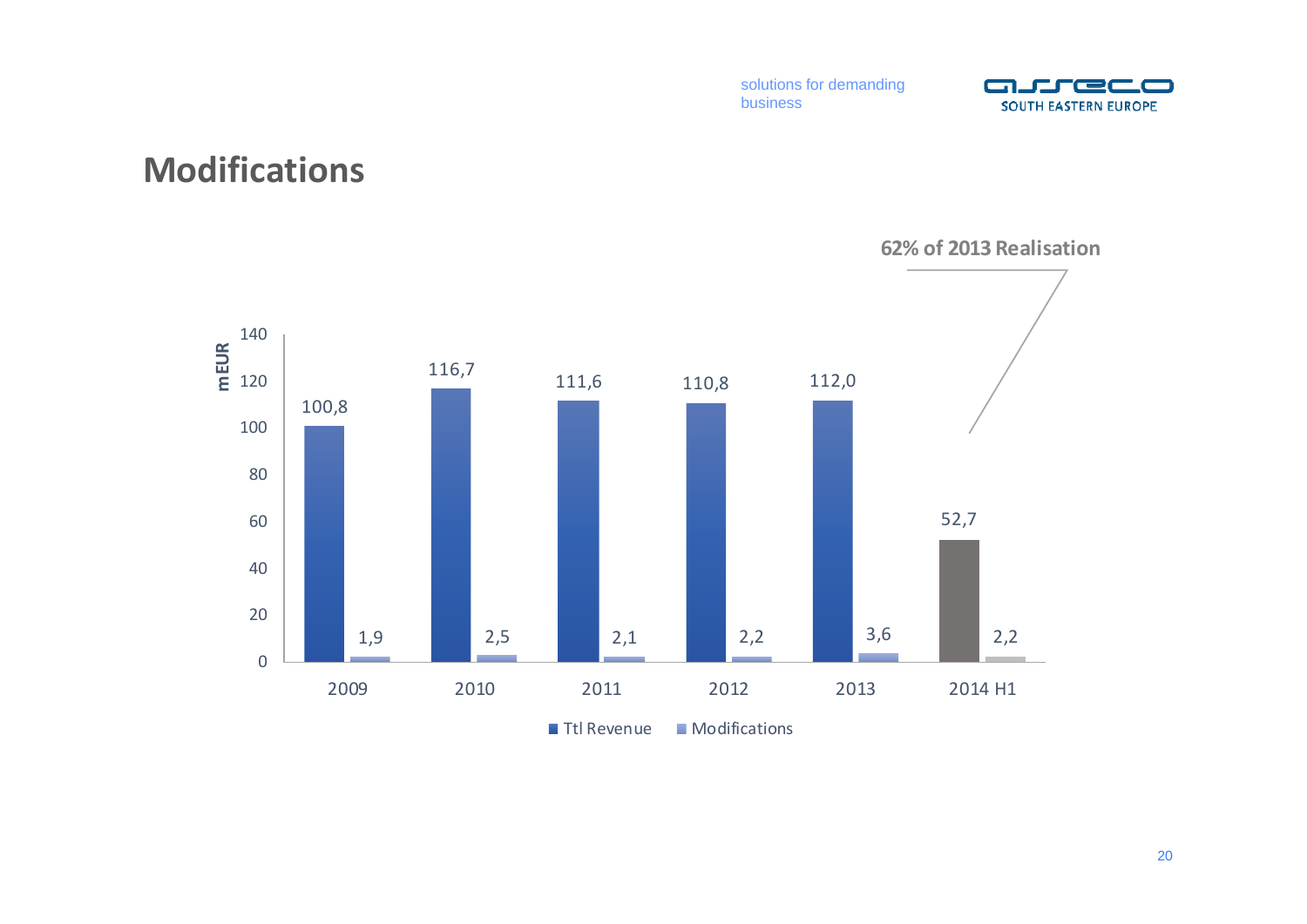# Modifications

62% of 2013 Realisation

| mEUR | Ttl Revenue | Modifications |
|---|---|---|
| 2009 | 100,8 | 1,9 |
| 2010 | 116,7 | 2,5 |
| 2011 | 111,6 | 2,1 |
| 2012 | 110,8 | 2,2 |
| 2013 | 112,0 | 3,6 |
| 2014 H1 | 52,7 | 2,2 |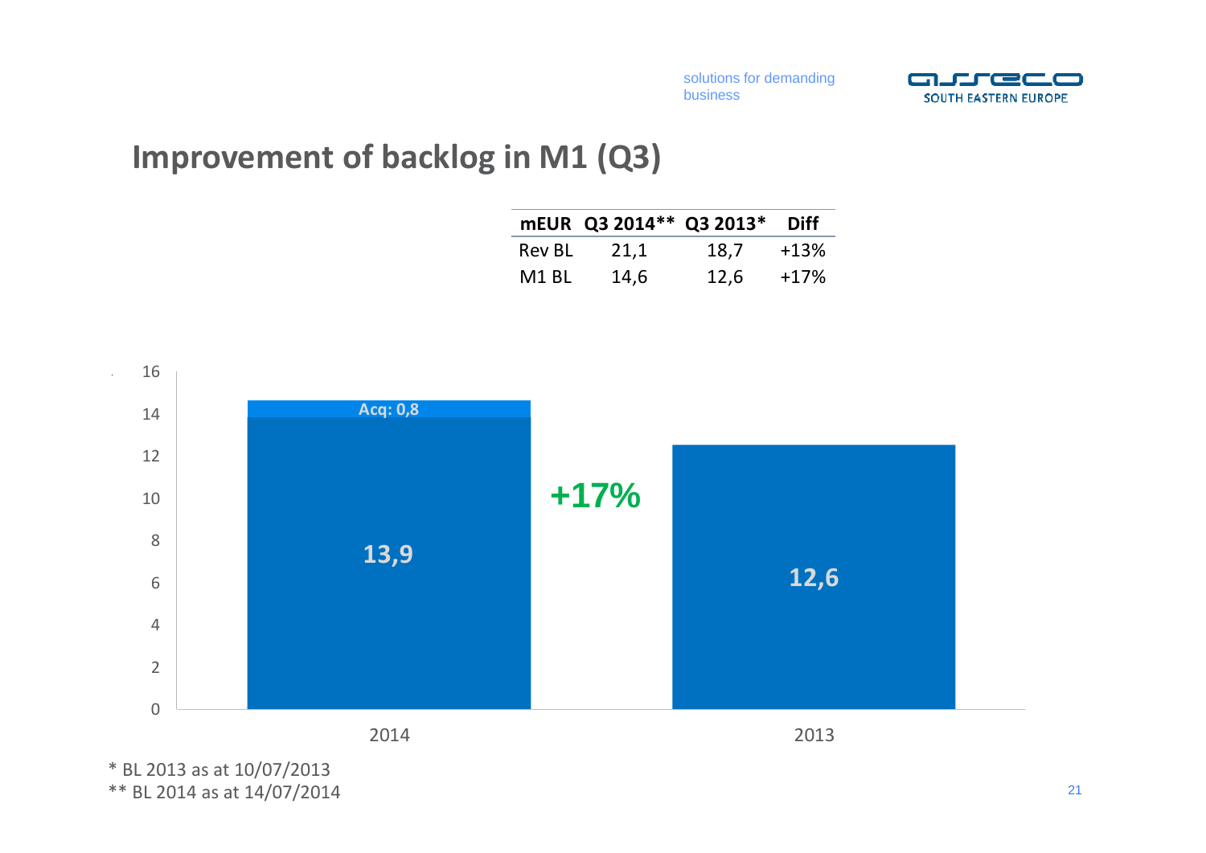# Improvement of backlog in M1 (Q3)

| mEUR | Q3 2014** | Q3 2013* | Diff |
|---|---|---|---|
| Rev BL | 21,1 | 18,7 | +13% |
| M1 BL | 14,6 | 12,6 | +17% |

| | 2014 | 2013 |
|---|---|---|
| Base | 13,9 | 12,6 |
| Acq | 0,8 | |

+17%

* BL 2013 as at 10/07/2013
** BL 2014 as at 14/07/2014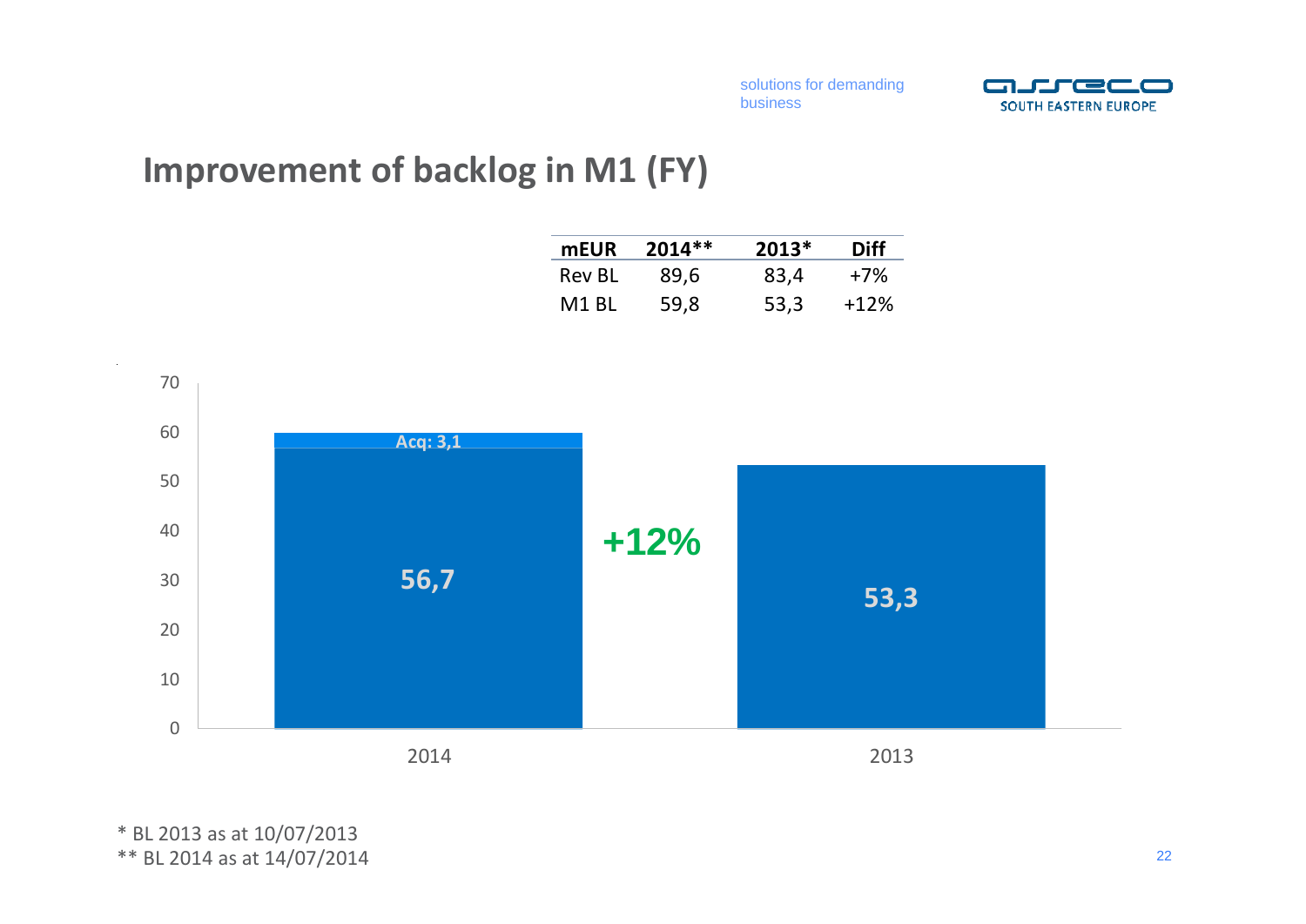## Improvement of backlog in M1 (FY)

| mEUR | 2014** | 2013* | Diff |
|---|---|---|---|
| Rev BL | 89,6 | 83,4 | +7% |
| M1 BL | 59,8 | 53,3 | +12% |

| | 2014 | 2013 |
|---|---|---|
| Base | 56,7 | 53,3 |
| Acq | 3,1 | |

+12%

\* BL 2013 as at 10/07/2013
\*\* BL 2014 as at 14/07/2014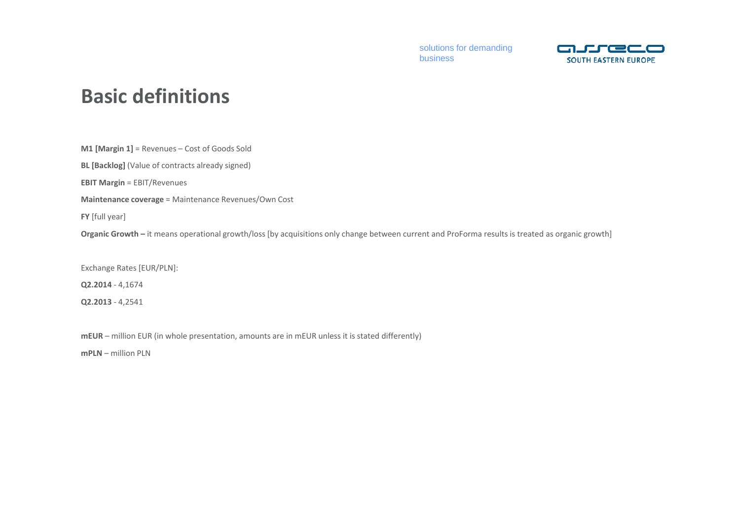# Basic definitions

**M1 [Margin 1]** = Revenues – Cost of Goods Sold

**BL [Backlog]** (Value of contracts already signed)

**EBIT Margin** = EBIT/Revenues

**Maintenance coverage** = Maintenance Revenues/Own Cost

**FY** [full year]

**Organic Growth –** it means operational growth/loss [by acquisitions only change between current and ProForma results is treated as organic growth]

Exchange Rates [EUR/PLN]:

**Q2.2014** - 4,1674

**Q2.2013** - 4,2541

**mEUR** – million EUR (in whole presentation, amounts are in mEUR unless it is stated differently)

**mPLN** – million PLN